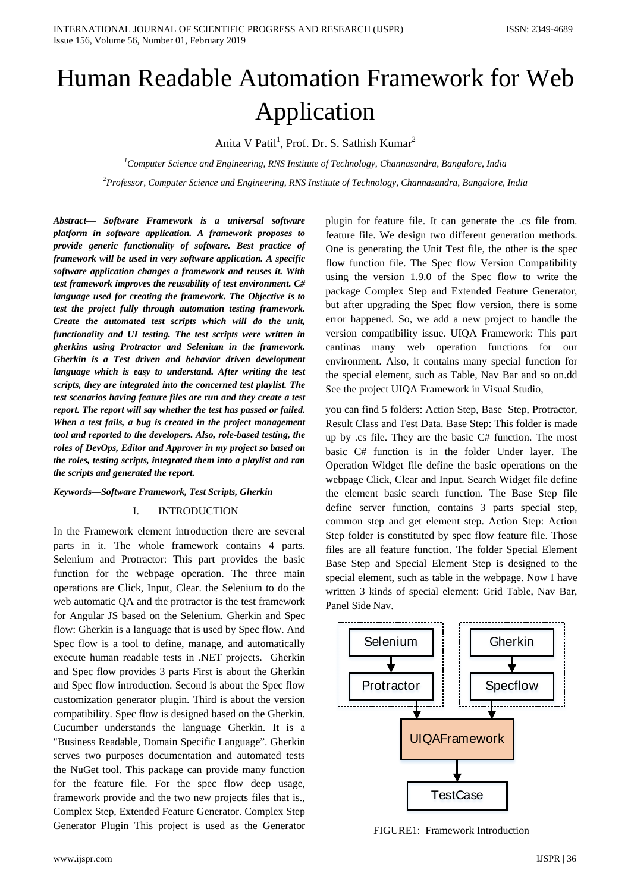# Human Readable Automation Framework for Web Application

Anita V Patil[1], Prof. Dr. S. Sathish Kumar[2]

[1]*Computer Science and Engineering, RNS Institute of Technology, Channasandra, Bangalore, India*

[2]*Professor, Computer Science and Engineering, RNS Institute of Technology, Channasandra, Bangalore, India*

***Abstract*— *Software Framework is a universal software platform in software application. A framework proposes to provide generic functionality of software. Best practice of framework will be used in very software application. A specific software application changes a framework and reuses it. With test framework improves the reusability of test environment. C# language used for creating the framework. The Objective is to test the project fully through automation testing framework. Create the automated test scripts which will do the unit, functionality and UI testing. The test scripts were written in gherkins using Protractor and Selenium in the framework. Gherkin is a Test driven and behavior driven development language which is easy to understand. After writing the test scripts, they are integrated into the concerned test playlist. The test scenarios having feature files are run and they create a test report. The report will say whether the test has passed or failed. When a test fails, a bug is created in the project management tool and reported to the developers. Also, role-based testing, the roles of DevOps, Editor and Approver in my project so based on the roles, testing scripts, integrated them into a playlist and ran the scripts and generated the report.***

***Keywords*—*Software Framework, Test Scripts, Gherkin***

## I. INTRODUCTION

In the Framework element introduction there are several parts in it. The whole framework contains 4 parts. Selenium and Protractor: This part provides the basic function for the webpage operation. The three main operations are Click, Input, Clear. the Selenium to do the web automatic QA and the protractor is the test framework for Angular JS based on the Selenium. Gherkin and Spec flow: Gherkin is a language that is used by Spec flow. And Spec flow is a tool to define, manage, and automatically execute human readable tests in .NET projects. Gherkin and Spec flow provides 3 parts First is about the Gherkin and Spec flow introduction. Second is about the Spec flow customization generator plugin. Third is about the version compatibility. Spec flow is designed based on the Gherkin. Cucumber understands the language Gherkin. It is a "Business Readable, Domain Specific Language". Gherkin serves two purposes documentation and automated tests the NuGet tool. This package can provide many function for the feature file. For the spec flow deep usage, framework provide and the two new projects files that is., Complex Step, Extended Feature Generator. Complex Step Generator Plugin This project is used as the Generator plugin for feature file. It can generate the .cs file from. feature file. We design two different generation methods. One is generating the Unit Test file, the other is the spec flow function file. The Spec flow Version Compatibility using the version 1.9.0 of the Spec flow to write the package Complex Step and Extended Feature Generator, but after upgrading the Spec flow version, there is some error happened. So, we add a new project to handle the version compatibility issue. UIQA Framework: This part cantinas many web operation functions for our environment. Also, it contains many special function for the special element, such as Table, Nav Bar and so on.dd See the project UIQA Framework in Visual Studio,

you can find 5 folders: Action Step, Base Step, Protractor, Result Class and Test Data. Base Step: This folder is made up by .cs file. They are the basic C# function. The most basic C# function is in the folder Under layer. The Operation Widget file define the basic operations on the webpage Click, Clear and Input. Search Widget file define the element basic search function. The Base Step file define server function, contains 3 parts special step, common step and get element step. Action Step: Action Step folder is constituted by spec flow feature file. Those files are all feature function. The folder Special Element Base Step and Special Element Step is designed to the special element, such as table in the webpage. Now I have written 3 kinds of special element: Grid Table, Nav Bar, Panel Side Nav.

FIGURE1: Framework Introduction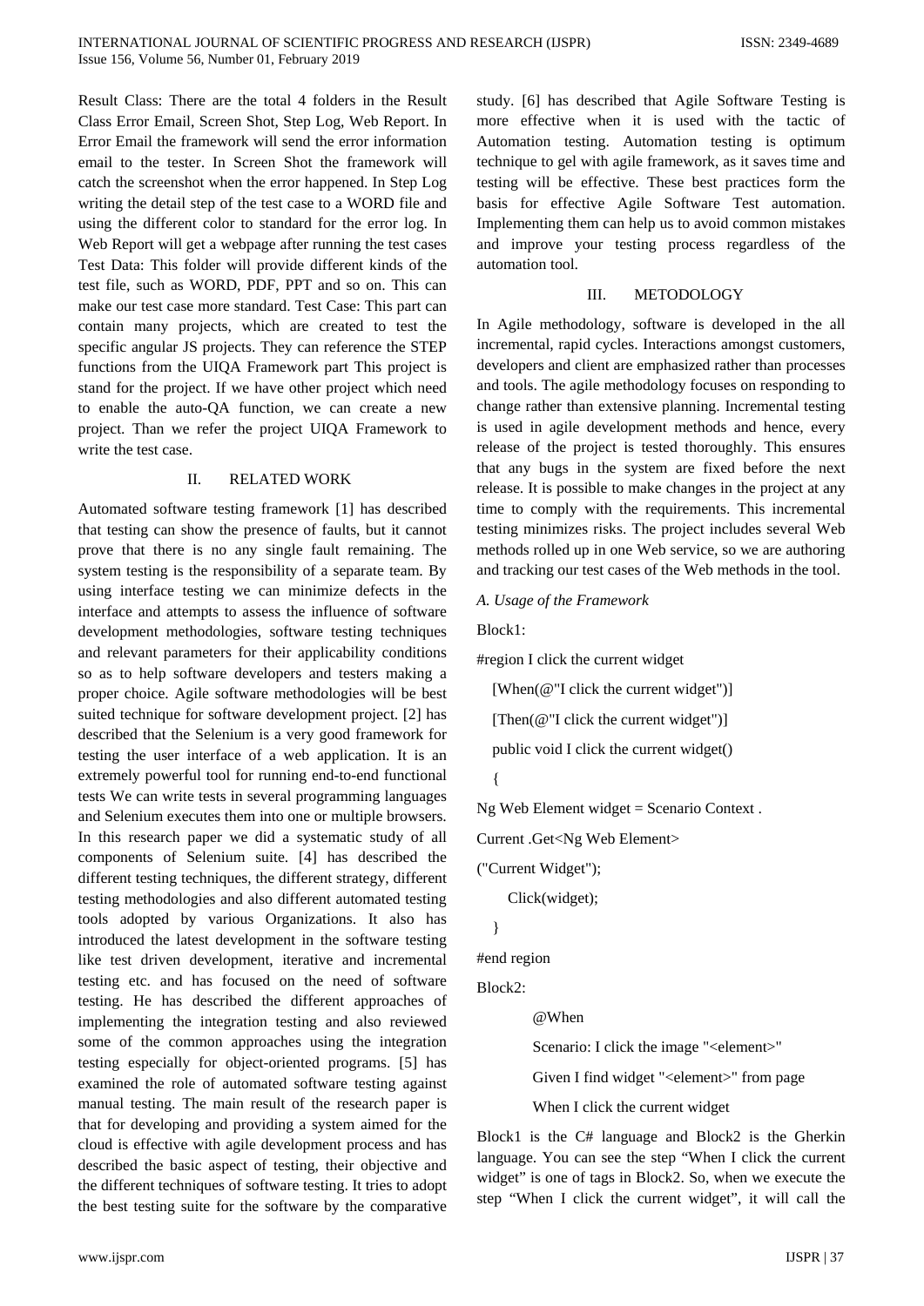Result Class: There are the total 4 folders in the Result Class Error Email, Screen Shot, Step Log, Web Report. In Error Email the framework will send the error information email to the tester. In Screen Shot the framework will catch the screenshot when the error happened. In Step Log writing the detail step of the test case to a WORD file and using the different color to standard for the error log. In Web Report will get a webpage after running the test cases Test Data: This folder will provide different kinds of the test file, such as WORD, PDF, PPT and so on. This can make our test case more standard. Test Case: This part can contain many projects, which are created to test the specific angular JS projects. They can reference the STEP functions from the UIQA Framework part This project is stand for the project. If we have other project which need to enable the auto-QA function, we can create a new project. Than we refer the project UIQA Framework to write the test case.

## II. RELATED WORK

Automated software testing framework [1] has described that testing can show the presence of faults, but it cannot prove that there is no any single fault remaining. The system testing is the responsibility of a separate team. By using interface testing we can minimize defects in the interface and attempts to assess the influence of software development methodologies, software testing techniques and relevant parameters for their applicability conditions so as to help software developers and testers making a proper choice. Agile software methodologies will be best suited technique for software development project. [2] has described that the Selenium is a very good framework for testing the user interface of a web application. It is an extremely powerful tool for running end-to-end functional tests We can write tests in several programming languages and Selenium executes them into one or multiple browsers. In this research paper we did a systematic study of all components of Selenium suite. [4] has described the different testing techniques, the different strategy, different testing methodologies and also different automated testing tools adopted by various Organizations. It also has introduced the latest development in the software testing like test driven development, iterative and incremental testing etc. and has focused on the need of software testing. He has described the different approaches of implementing the integration testing and also reviewed some of the common approaches using the integration testing especially for object-oriented programs. [5] has examined the role of automated software testing against manual testing. The main result of the research paper is that for developing and providing a system aimed for the cloud is effective with agile development process and has described the basic aspect of testing, their objective and the different techniques of software testing. It tries to adopt the best testing suite for the software by the comparative study. [6] has described that Agile Software Testing is more effective when it is used with the tactic of Automation testing. Automation testing is optimum technique to gel with agile framework, as it saves time and testing will be effective. These best practices form the basis for effective Agile Software Test automation. Implementing them can help us to avoid common mistakes and improve your testing process regardless of the automation tool.

## III. METODOLOGY

In Agile methodology, software is developed in the all incremental, rapid cycles. Interactions amongst customers, developers and client are emphasized rather than processes and tools. The agile methodology focuses on responding to change rather than extensive planning. Incremental testing is used in agile development methods and hence, every release of the project is tested thoroughly. This ensures that any bugs in the system are fixed before the next release. It is possible to make changes in the project at any time to comply with the requirements. This incremental testing minimizes risks. The project includes several Web methods rolled up in one Web service, so we are authoring and tracking our test cases of the Web methods in the tool.

### *A. Usage of the Framework*

Block1:

```
#region I click the current widget
  [When(@"I click the current widget")]
  [Then(@"I click the current widget")]
  public void I click the current widget()
  {
Ng Web Element widget = Scenario Context .
Current .Get<Ng Web Element>
("Current Widget");
     Click(widget);
  }
#end region
```

Block2:

```
@When
Scenario: I click the image "<element>"
Given I find widget "<element>" from page
When I click the current widget
```

Block1 is the C# language and Block2 is the Gherkin language. You can see the step "When I click the current widget" is one of tags in Block2. So, when we execute the step "When I click the current widget", it will call the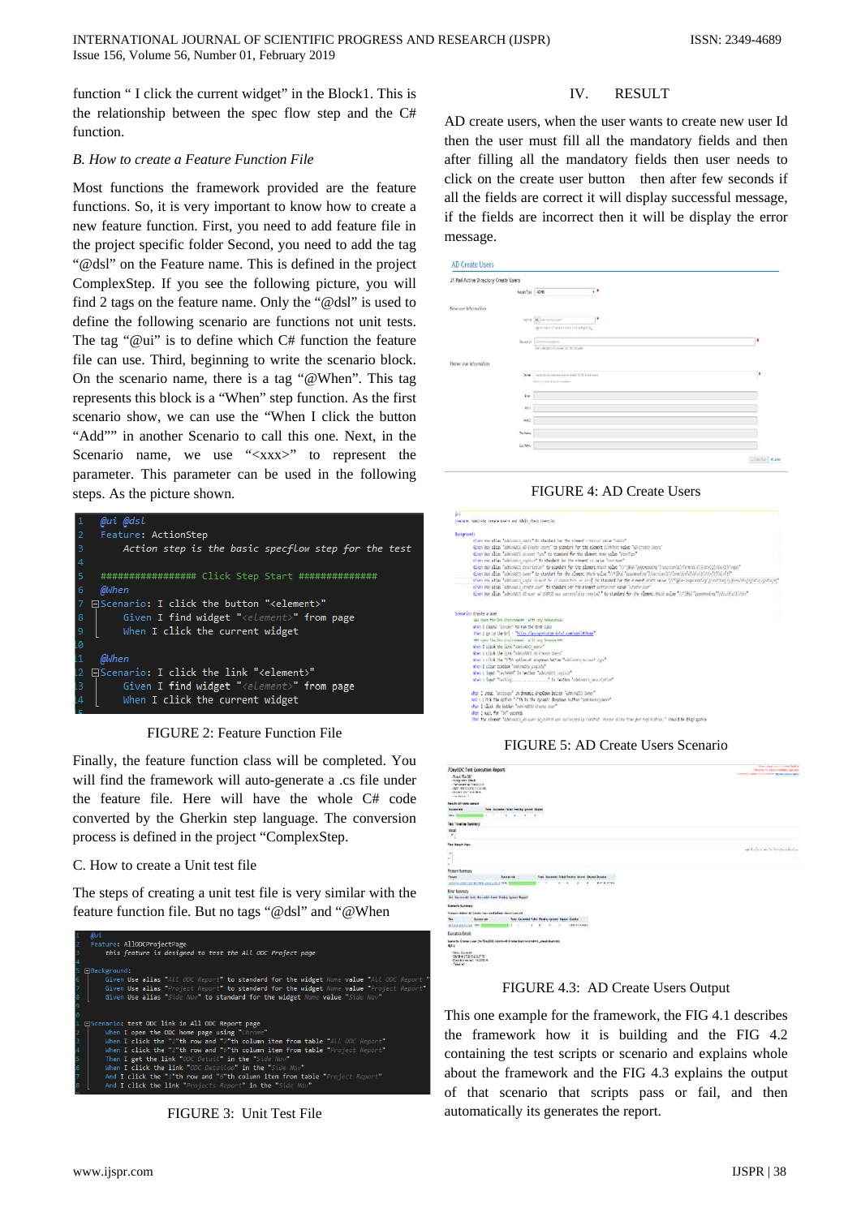function " I click the current widget" in the Block1. This is the relationship between the spec flow step and the C# function.

### B. How to create a Feature Function File

Most functions the framework provided are the feature functions. So, it is very important to know how to create a new feature function. First, you need to add feature file in the project specific folder Second, you need to add the tag "@dsl" on the Feature name. This is defined in the project ComplexStep. If you see the following picture, you will find 2 tags on the feature name. Only the "@dsl" is used to define the following scenario are functions not unit tests. The tag "@ui" is to define which C# function the feature file can use. Third, beginning to write the scenario block. On the scenario name, there is a tag "@When". This tag represents this block is a "When" step function. As the first scenario show, we can use the "When I click the button "Add"" in another Scenario to call this one. Next, in the Scenario name, we use "<xxx>" to represent the parameter. This parameter can be used in the following steps. As the picture shown.

```
1   @ui @dsl
2   Feature: ActionStep
3       Action step is the basic specflow step for the test
4
5   ################ Click Step Start ##############
6   @When
7   Scenario: I click the button "<element>"
8       Given I find widget "<element>" from page
9       When I click the current widget
10
11  @When
12  Scenario: I click the link "<element>"
13      Given I find widget "<element>" from page
14      When I click the current widget
15
```

FIGURE 2: Feature Function File

Finally, the feature function class will be completed. You will find the framework will auto-generate a .cs file under the feature file. Here will have the whole C# code converted by the Gherkin step language. The conversion process is defined in the project "ComplexStep.

### C. How to create a Unit test file

The steps of creating a unit test file is very similar with the feature function file. But no tags "@dsl" and "@When

```
1   @ui
2   Feature: AllODCProjectPage
3       this feature is designed to test the All ODC Project page
4
5   Background:
6       Given Use alias "All ODC Report" to standard for the widget None value "All ODC Report"
7       Given Use alias "Project Report" to standard for the widget None value "Project Report"
8       Given Use alias "Side Nav" to standard for the widget None value "Side Nav"
9
10
11  Scenario: test ODC link in All ODC Report page
12      When I open the ODC home page using "Chrome"
13      When I click the "1"th row and "2"th column item from table "All ODC Report"
14      When I click the "1"th row and "2"th column item from table "Project Report"
15      Then I get the link "ODC Detail" in the "Side Nav"
16      When I click the link "ODC Detailoo" in the "Side Nav"
17      And I click the "1"th row and "5"th column item from table "Project Report"
18      And I click the link "Projects Report" in the "Side Nav"
```

FIGURE 3: Unit Test File

## IV. RESULT

AD create users, when the user wants to create new user Id then the user must fill all the mandatory fields and then after filling all the mandatory fields then user needs to click on the create user button then after few seconds if all the fields are correct it will display successful message, if the fields are incorrect then it will be display the error message.

FIGURE 4: AD Create Users

FIGURE 5: AD Create Users Scenario

FIGURE 4.3: AD Create Users Output

This one example for the framework, the FIG 4.1 describes the framework how it is building and the FIG 4.2 containing the test scripts or scenario and explains whole about the framework and the FIG 4.3 explains the output of that scenario that scripts pass or fail, and then automatically its generates the report.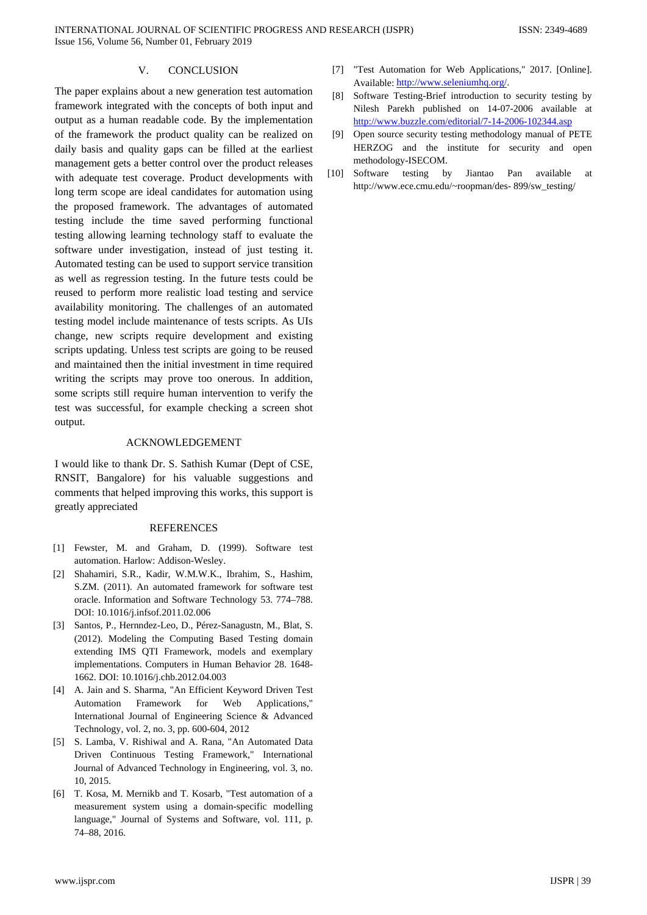## V. CONCLUSION

The paper explains about a new generation test automation framework integrated with the concepts of both input and output as a human readable code. By the implementation of the framework the product quality can be realized on daily basis and quality gaps can be filled at the earliest management gets a better control over the product releases with adequate test coverage. Product developments with long term scope are ideal candidates for automation using the proposed framework. The advantages of automated testing include the time saved performing functional testing allowing learning technology staff to evaluate the software under investigation, instead of just testing it. Automated testing can be used to support service transition as well as regression testing. In the future tests could be reused to perform more realistic load testing and service availability monitoring. The challenges of an automated testing model include maintenance of tests scripts. As UIs change, new scripts require development and existing scripts updating. Unless test scripts are going to be reused and maintained then the initial investment in time required writing the scripts may prove too onerous. In addition, some scripts still require human intervention to verify the test was successful, for example checking a screen shot output.

## ACKNOWLEDGEMENT

I would like to thank Dr. S. Sathish Kumar (Dept of CSE, RNSIT, Bangalore) for his valuable suggestions and comments that helped improving this works, this support is greatly appreciated

## REFERENCES

- [1] Fewster, M. and Graham, D. (1999). Software test automation. Harlow: Addison-Wesley.
- [2] Shahamiri, S.R., Kadir, W.M.W.K., Ibrahim, S., Hashim, S.ZM. (2011). An automated framework for software test oracle. Information and Software Technology 53. 774–788. DOI: 10.1016/j.infsof.2011.02.006
- [3] Santos, P., Hernndez-Leo, D., Pérez-Sanagustn, M., Blat, S. (2012). Modeling the Computing Based Testing domain extending IMS QTI Framework, models and exemplary implementations. Computers in Human Behavior 28. 1648-1662. DOI: 10.1016/j.chb.2012.04.003
- [4] A. Jain and S. Sharma, "An Efficient Keyword Driven Test Automation Framework for Web Applications," International Journal of Engineering Science & Advanced Technology, vol. 2, no. 3, pp. 600-604, 2012
- [5] S. Lamba, V. Rishiwal and A. Rana, "An Automated Data Driven Continuous Testing Framework," International Journal of Advanced Technology in Engineering, vol. 3, no. 10, 2015.
- [6] T. Kosa, M. Mernikb and T. Kosarb, "Test automation of a measurement system using a domain-specific modelling language," Journal of Systems and Software, vol. 111, p. 74–88, 2016.
- [7] "Test Automation for Web Applications," 2017. [Online]. Available: http://www.seleniumhq.org/.
- [8] Software Testing-Brief introduction to security testing by Nilesh Parekh published on 14-07-2006 available at http://www.buzzle.com/editorial/7-14-2006-102344.asp
- [9] Open source security testing methodology manual of PETE HERZOG and the institute for security and open methodology-ISECOM.
- [10] Software testing by Jiantao Pan available at http://www.ece.cmu.edu/~roopman/des- 899/sw_testing/